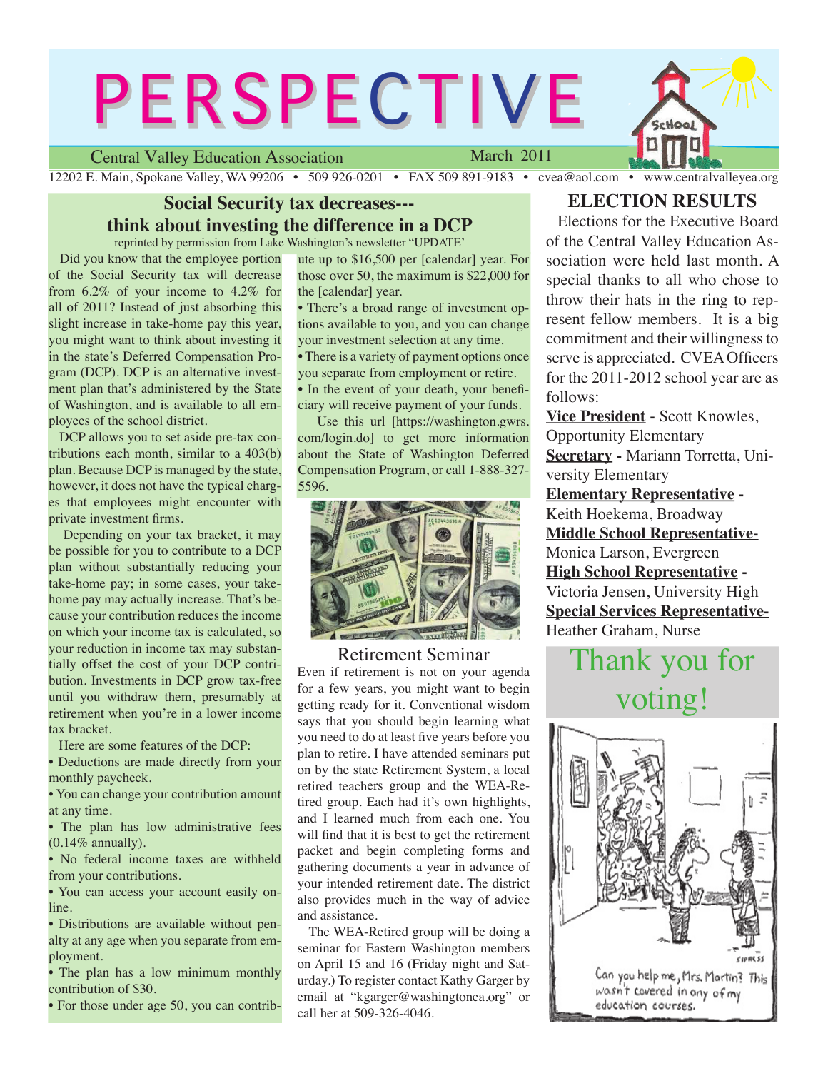# PERSPECTIVE

Central Valley Education Association — March 2011

12202 E. Main, Spokane Valley, WA 99206 • 509 926-0201 • FAX 509 891-9183 • cvea@aol.com • www.centralvalleyea.org

## Social Security tax decreases--- think about investing the difference in a DCP

reprinted by permission from Lake Washington's newsletter "UPDATE"

Did you know that the employee portion of the Social Security tax will decrease from 6.2% of your income to 4.2% for all of 2011? Instead of just absorbing this slight increase in take-home pay this year, you might want to think about investing it in the state's Deferred Compensation Program (DCP). DCP is an alternative investment plan that's administered by the State of Washington, and is available to all employees of the school district.

DCP allows you to set aside pre-tax contributions each month, similar to a 403(b) plan. Because DCP is managed by the state, however, it does not have the typical charges that employees might encounter with private investment firms.

Depending on your tax bracket, it may be possible for you to contribute to a DCP plan without substantially reducing your take-home pay; in some cases, your take-home pay may actually increase. That's because your contribution reduces the income on which your income tax is calculated, so your reduction in income tax may substantially offset the cost of your DCP contribution. Investments in DCP grow tax-free until you withdraw them, presumably at retirement when you're in a lower income tax bracket.

Here are some features of the DCP:

- Deductions are made directly from your monthly paycheck.
- You can change your contribution amount at any time.
- The plan has low administrative fees (0.14% annually).
- No federal income taxes are withheld from your contributions.
- You can access your account easily online.
- Distributions are available without penalty at any age when you separate from employment.
- The plan has a low minimum monthly contribution of $30.
- For those under age 50, you can contribute up to $16,500 per [calendar] year. For those over 50, the maximum is $22,000 for the [calendar] year.
- There's a broad range of investment options available to you, and you can change your investment selection at any time.
- There is a variety of payment options once you separate from employment or retire.
- In the event of your death, your beneficiary will receive payment of your funds.

Use this url [https://washington.gwrs.com/login.do] to get more information about the State of Washington Deferred Compensation Program, or call 1-888-327-5596.

## Retirement Seminar

Even if retirement is not on your agenda for a few years, you might want to begin getting ready for it. Conventional wisdom says that you should begin learning what you need to do at least five years before you plan to retire. I have attended seminars put on by the state Retirement System, a local retired teachers group and the WEA-Retired group. Each had it's own highlights, and I learned much from each one. You will find that it is best to get the retirement packet and begin completing forms and gathering documents a year in advance of your intended retirement date. The district also provides much in the way of advice and assistance.

The WEA-Retired group will be doing a seminar for Eastern Washington members on April 15 and 16 (Friday night and Saturday.) To register contact Kathy Garger by email at "kgarger@washingtonea.org" or call her at 509-326-4046.

## ELECTION RESULTS

Elections for the Executive Board of the Central Valley Education Association were held last month. A special thanks to all who chose to throw their hats in the ring to represent fellow members. It is a big commitment and their willingness to serve is appreciated. CVEA Officers for the 2011-2012 school year are as follows:

**Vice President** - Scott Knowles, Opportunity Elementary

**Secretary** - Mariann Torretta, University Elementary

**Elementary Representative** - Keith Hoekema, Broadway

**Middle School Representative**- Monica Larson, Evergreen

**High School Representative** - Victoria Jensen, University High

**Special Services Representative**- Heather Graham, Nurse

Thank you for voting!

Can you help me, Mrs. Martin? This wasn't covered in any of my education courses.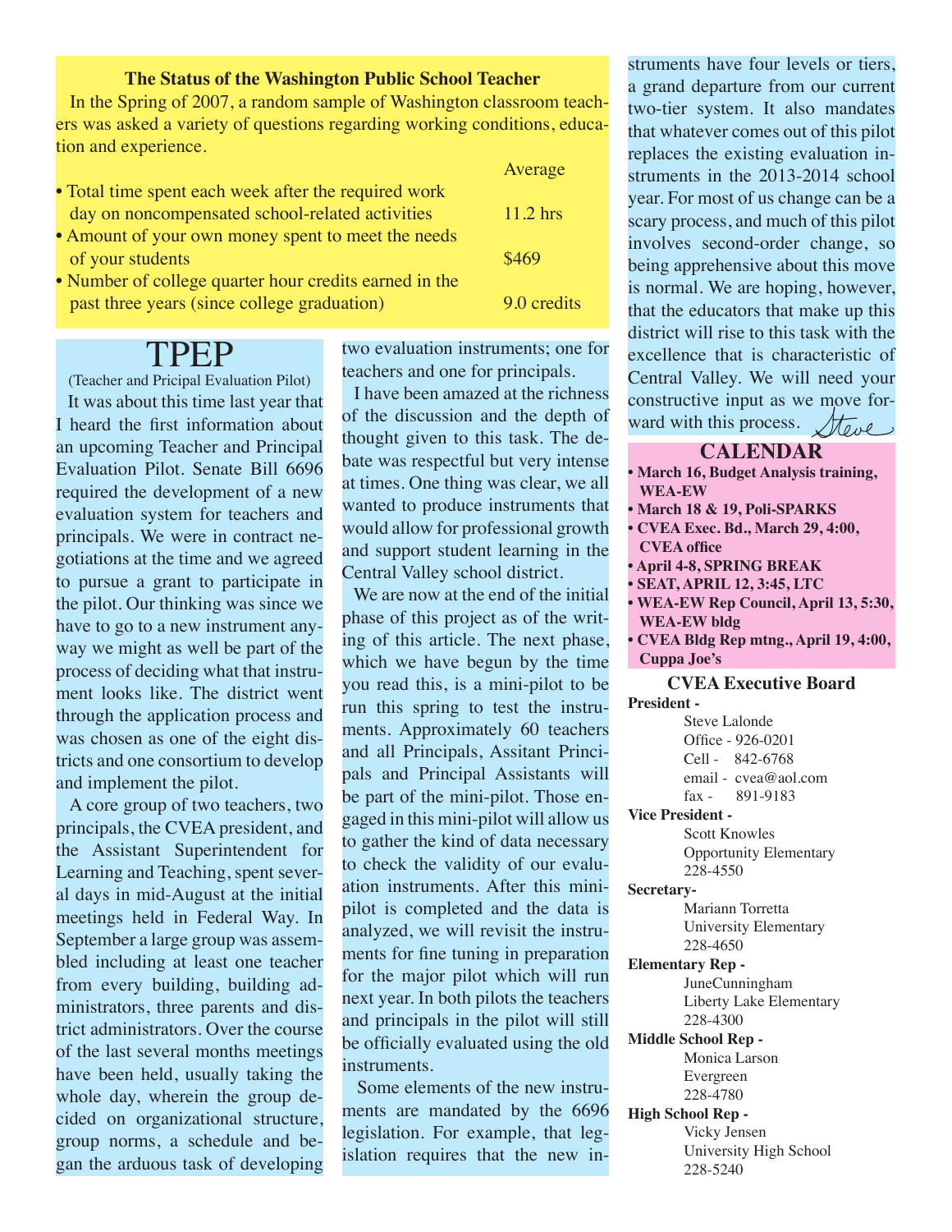## The Status of the Washington Public School Teacher

In the Spring of 2007, a random sample of Washington classroom teachers was asked a variety of questions regarding working conditions, education and experience.

| | Average |
|---|---|
| • Total time spent each week after the required work day on noncompensated school-related activities | 11.2 hrs |
| • Amount of your own money spent to meet the needs of your students | $469 |
| • Number of college quarter hour credits earned in the past three years (since college graduation) | 9.0 credits |

# TPEP

(Teacher and Pricipal Evaluation Pilot)

It was about this time last year that I heard the first information about an upcoming Teacher and Principal Evaluation Pilot. Senate Bill 6696 required the development of a new evaluation system for teachers and principals. We were in contract negotiations at the time and we agreed to pursue a grant to participate in the pilot. Our thinking was since we have to go to a new instrument anyway we might as well be part of the process of deciding what that instrument looks like. The district went through the application process and was chosen as one of the eight districts and one consortium to develop and implement the pilot.

A core group of two teachers, two principals, the CVEA president, and the Assistant Superintendent for Learning and Teaching, spent several days in mid-August at the initial meetings held in Federal Way. In September a large group was assembled including at least one teacher from every building, building administrators, three parents and district administrators. Over the course of the last several months meetings have been held, usually taking the whole day, wherein the group decided on organizational structure, group norms, a schedule and began the arduous task of developing two evaluation instruments; one for teachers and one for principals.

I have been amazed at the richness of the discussion and the depth of thought given to this task. The debate was respectful but very intense at times. One thing was clear, we all wanted to produce instruments that would allow for professional growth and support student learning in the Central Valley school district.

We are now at the end of the initial phase of this project as of the writing of this article. The next phase, which we have begun by the time you read this, is a mini-pilot to be run this spring to test the instruments. Approximately 60 teachers and all Principals, Assitant Principals and Principal Assistants will be part of the mini-pilot. Those engaged in this mini-pilot will allow us to gather the kind of data necessary to check the validity of our evaluation instruments. After this mini-pilot is completed and the data is analyzed, we will revisit the instruments for fine tuning in preparation for the major pilot which will run next year. In both pilots the teachers and principals in the pilot will still be officially evaluated using the old instruments.

Some elements of the new instruments are mandated by the 6696 legislation. For example, that legislation requires that the new instruments have four levels or tiers, a grand departure from our current two-tier system. It also mandates that whatever comes out of this pilot replaces the existing evaluation instruments in the 2013-2014 school year. For most of us change can be a scary process, and much of this pilot involves second-order change, so being apprehensive about this move is normal. We are hoping, however, that the educators that make up this district will rise to this task with the excellence that is characteristic of Central Valley. We will need your constructive input as we move forward with this process. *Steve*

## CALENDAR

- **March 16, Budget Analysis training, WEA-EW**
- **March 18 & 19, Poli-SPARKS**
- **CVEA Exec. Bd., March 29, 4:00, CVEA office**
- **April 4-8, SPRING BREAK**
- **SEAT, APRIL 12, 3:45, LTC**
- **WEA-EW Rep Council, April 13, 5:30, WEA-EW bldg**
- **CVEA Bldg Rep mtng., April 19, 4:00, Cuppa Joe's**

## CVEA Executive Board

**President -**
Steve Lalonde
Office - 926-0201
Cell - 842-6768
email - cvea@aol.com
fax - 891-9183

**Vice President -**
Scott Knowles
Opportunity Elementary
228-4550

**Secretary-**
Mariann Torretta
University Elementary
228-4650

**Elementary Rep -**
JuneCunningham
Liberty Lake Elementary
228-4300

**Middle School Rep -**
Monica Larson
Evergreen
228-4780

**High School Rep -**
Vicky Jensen
University High School
228-5240